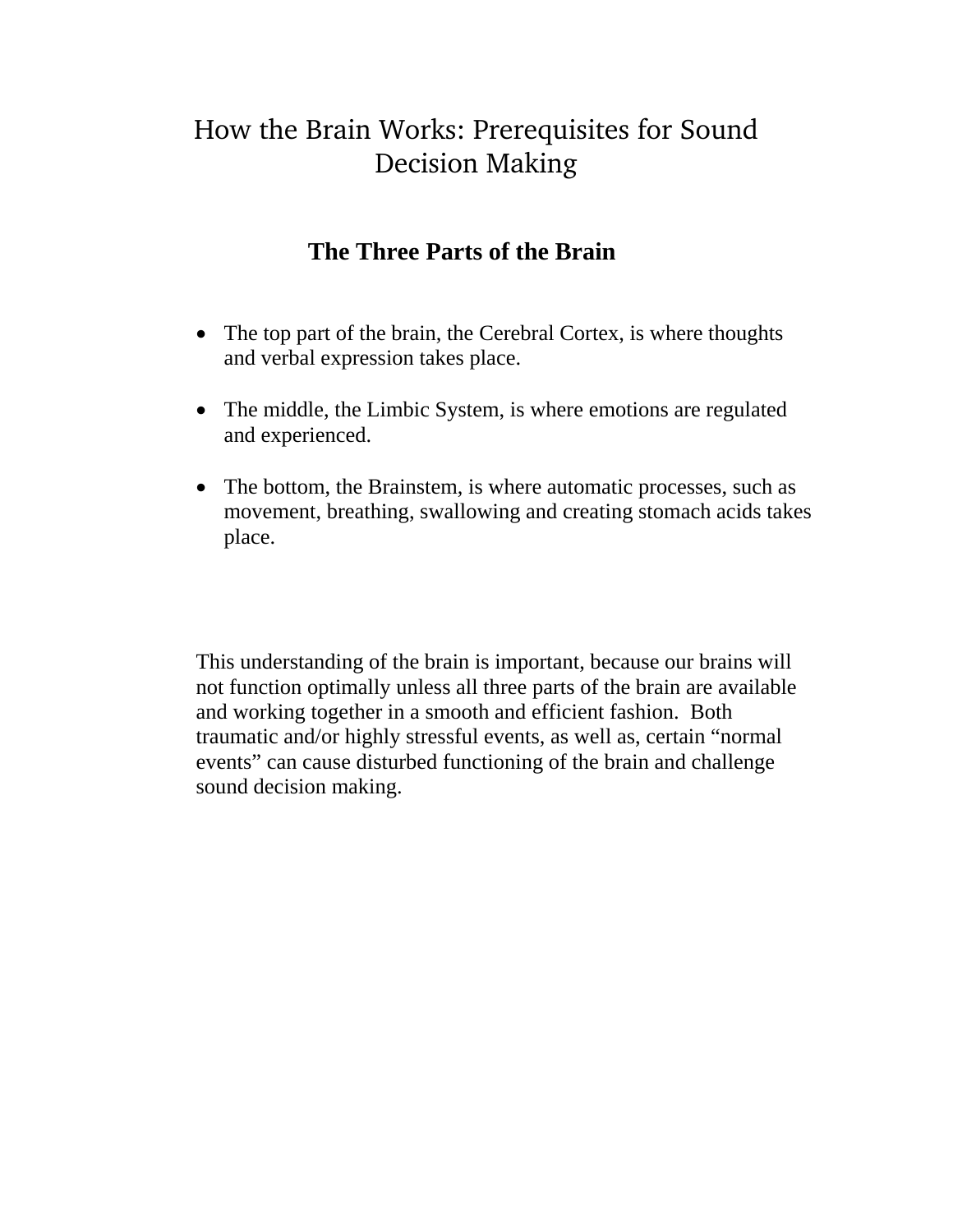# How the Brain Works: Prerequisites for Sound Decision Making

## The Three Parts of the Brain

- The top part of the brain, the Cerebral Cortex, is where thoughts and verbal expression takes place.

- The middle, the Limbic System, is where emotions are regulated and experienced.

- The bottom, the Brainstem, is where automatic processes, such as movement, breathing, swallowing and creating stomach acids takes place.

This understanding of the brain is important, because our brains will not function optimally unless all three parts of the brain are available and working together in a smooth and efficient fashion. Both traumatic and/or highly stressful events, as well as, certain "normal events" can cause disturbed functioning of the brain and challenge sound decision making.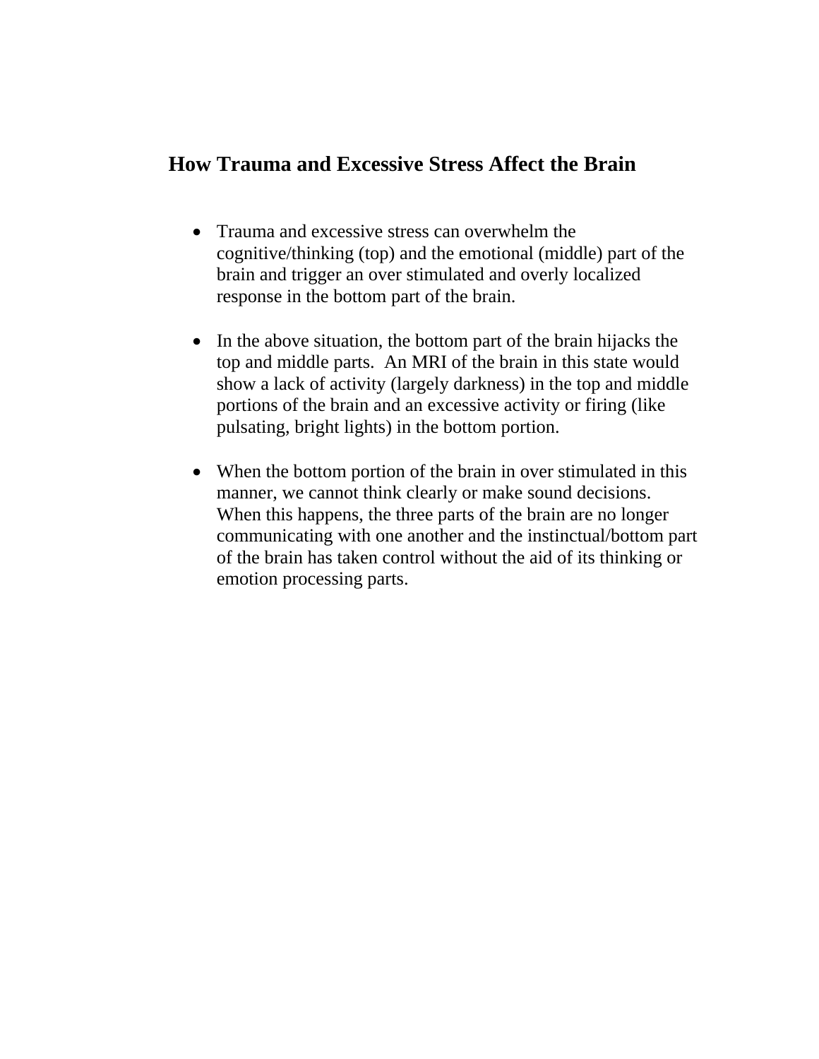## How Trauma and Excessive Stress Affect the Brain

- Trauma and excessive stress can overwhelm the cognitive/thinking (top) and the emotional (middle) part of the brain and trigger an over stimulated and overly localized response in the bottom part of the brain.

- In the above situation, the bottom part of the brain hijacks the top and middle parts. An MRI of the brain in this state would show a lack of activity (largely darkness) in the top and middle portions of the brain and an excessive activity or firing (like pulsating, bright lights) in the bottom portion.

- When the bottom portion of the brain in over stimulated in this manner, we cannot think clearly or make sound decisions. When this happens, the three parts of the brain are no longer communicating with one another and the instinctual/bottom part of the brain has taken control without the aid of its thinking or emotion processing parts.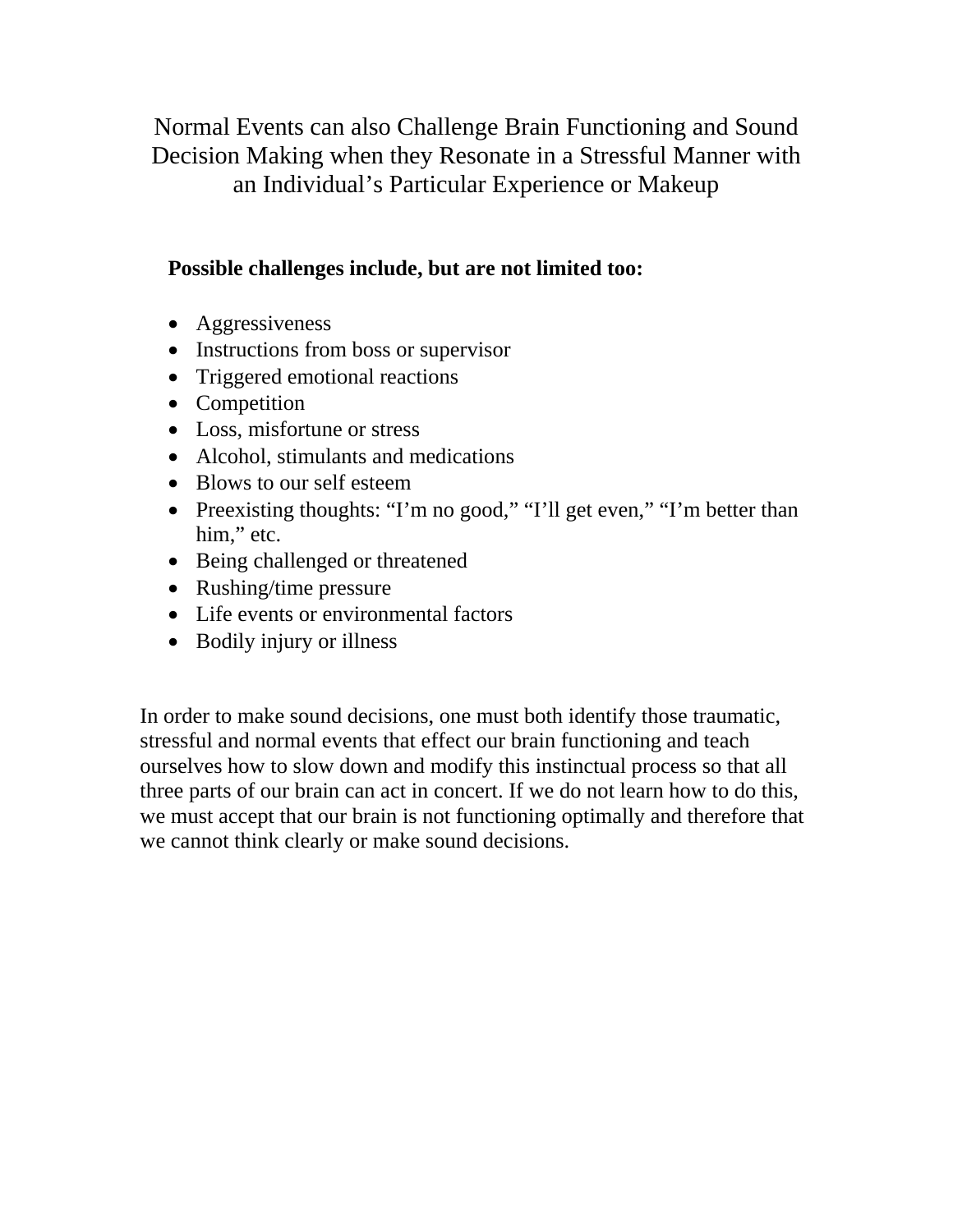# Normal Events can also Challenge Brain Functioning and Sound Decision Making when they Resonate in a Stressful Manner with an Individual's Particular Experience or Makeup

**Possible challenges include, but are not limited too:**

- Aggressiveness
- Instructions from boss or supervisor
- Triggered emotional reactions
- Competition
- Loss, misfortune or stress
- Alcohol, stimulants and medications
- Blows to our self esteem
- Preexisting thoughts: "I'm no good," "I'll get even," "I'm better than him," etc.
- Being challenged or threatened
- Rushing/time pressure
- Life events or environmental factors
- Bodily injury or illness

In order to make sound decisions, one must both identify those traumatic, stressful and normal events that effect our brain functioning and teach ourselves how to slow down and modify this instinctual process so that all three parts of our brain can act in concert. If we do not learn how to do this, we must accept that our brain is not functioning optimally and therefore that we cannot think clearly or make sound decisions.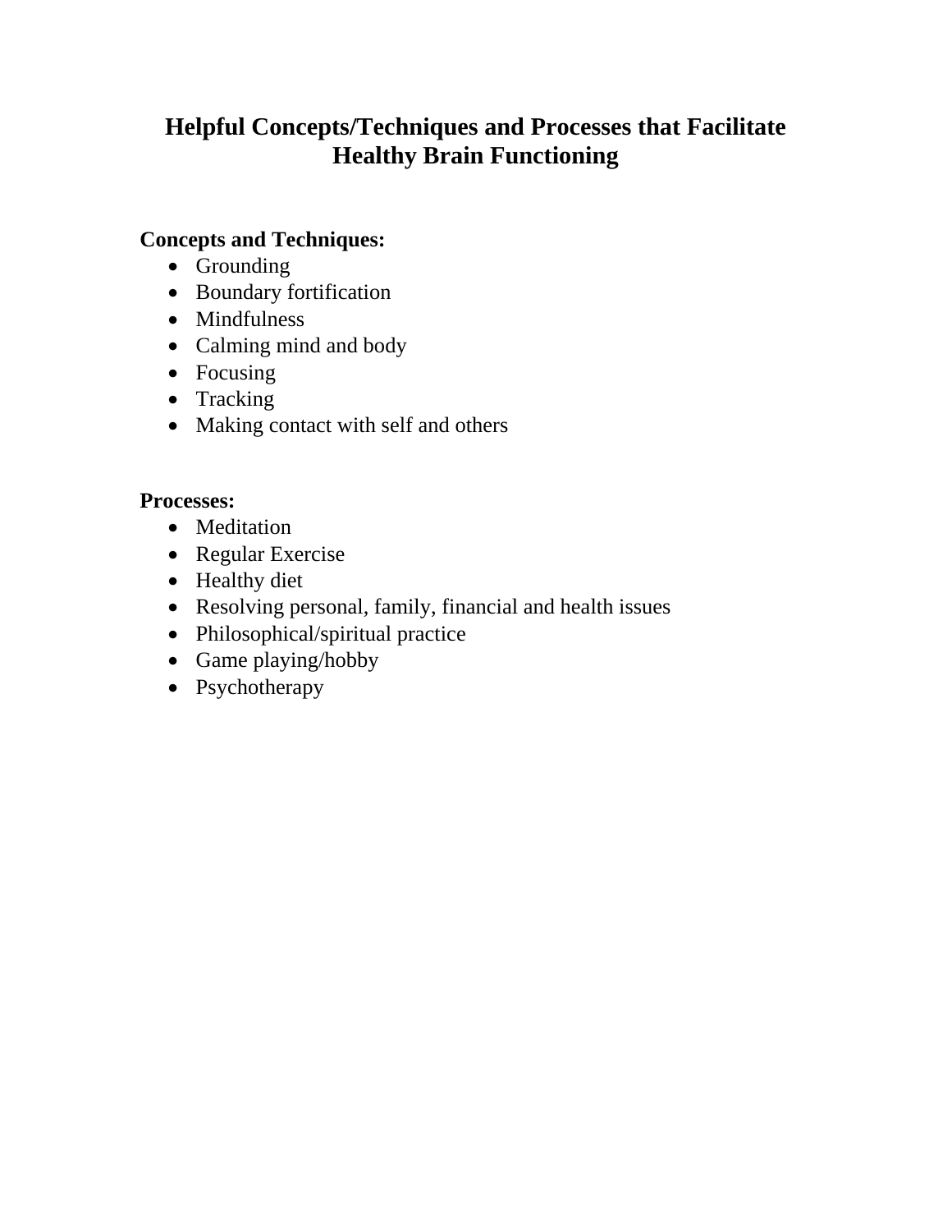# Helpful Concepts/Techniques and Processes that Facilitate Healthy Brain Functioning

**Concepts and Techniques:**

- Grounding
- Boundary fortification
- Mindfulness
- Calming mind and body
- Focusing
- Tracking
- Making contact with self and others

**Processes:**

- Meditation
- Regular Exercise
- Healthy diet
- Resolving personal, family, financial and health issues
- Philosophical/spiritual practice
- Game playing/hobby
- Psychotherapy